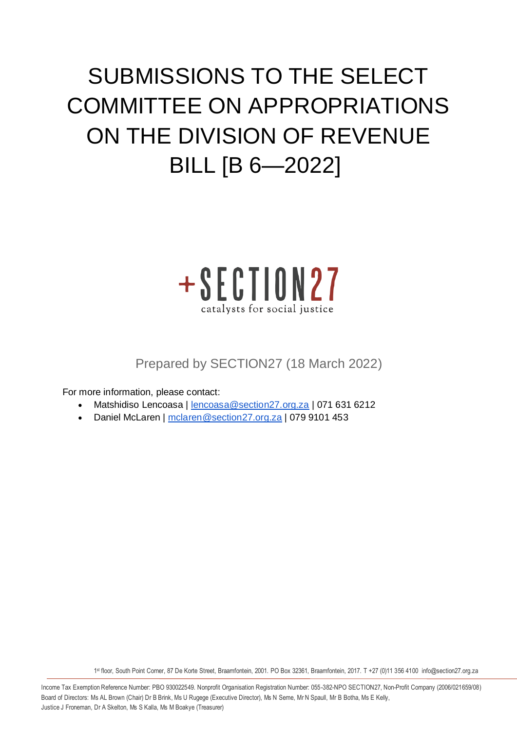# SUBMISSIONS TO THE SELECT COMMITTEE ON APPROPRIATIONS ON THE DIVISION OF REVENUE BILL [B 6—2022]

+SECTION27

catalysts for social justice

Prepared by SECTION27 (18 March 2022)

For more information, please contact:

- Matshidiso Lencoasa | lencoasa@section27.org.za | 071 631 6212
- Daniel McLaren | mclaren@section27.org.za | 079 9101 453

1st floor, South Point Corner, 87 De Korte Street, Braamfontein, 2001. PO Box 32361, Braamfontein, 2017. T +27 (0)11 356 4100 info@section27.org.za

Income Tax Exemption Reference Number: PBO 930022549. Nonprofit Organisation Registration Number: 055-382-NPO SECTION27, Non-Profit Company (2006/021659/08)
Board of Directors: Ms AL Brown (Chair) Dr B Brink, Ms U Rugege (Executive Director), Ms N Seme, Mr N Spaull, Mr B Botha, Ms E Kelly, Justice J Froneman, Dr A Skelton, Ms S Kalla, Ms M Boakye (Treasurer)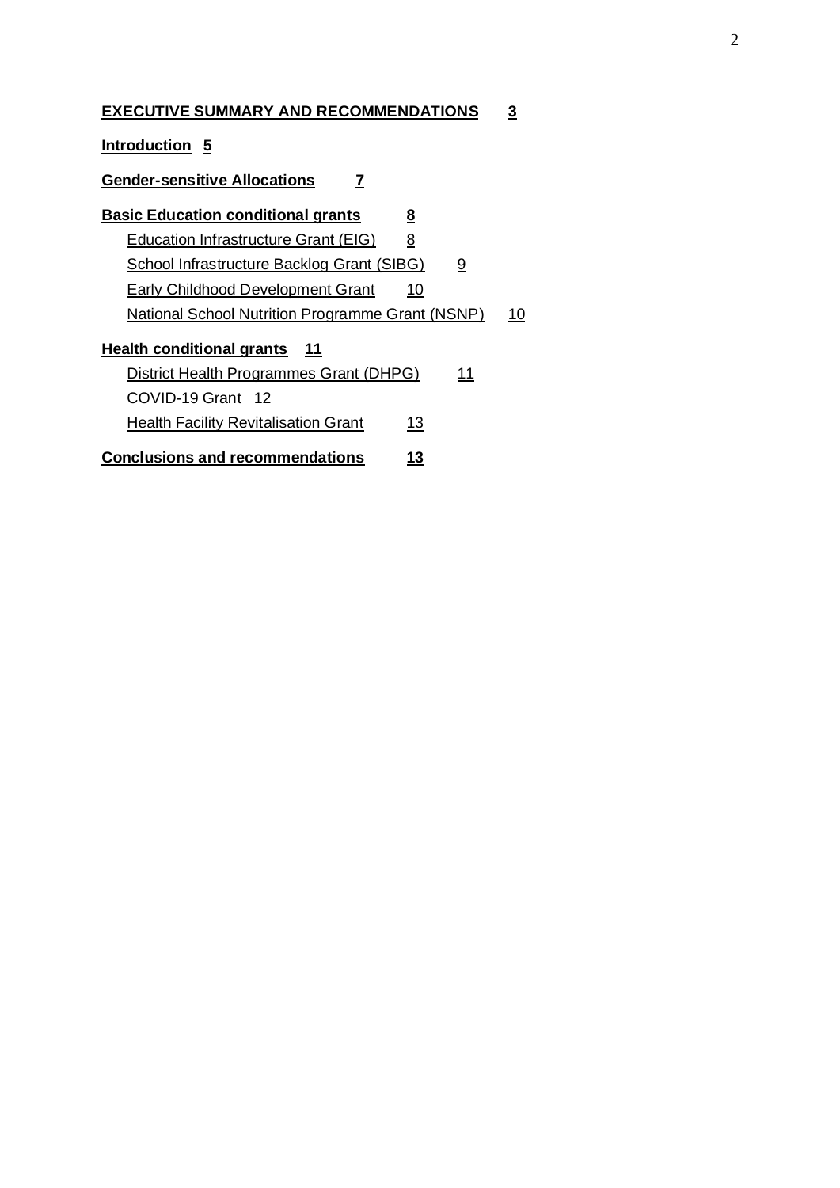**EXECUTIVE SUMMARY AND RECOMMENDATIONS** 3

**Introduction** 5

**Gender-sensitive Allocations** 7

**Basic Education conditional grants** 8

- Education Infrastructure Grant (EIG) 8
- School Infrastructure Backlog Grant (SIBG) 9
- Early Childhood Development Grant 10
- National School Nutrition Programme Grant (NSNP) 10

**Health conditional grants** 11

- District Health Programmes Grant (DHPG) 11
- COVID-19 Grant 12
- Health Facility Revitalisation Grant 13

**Conclusions and recommendations** 13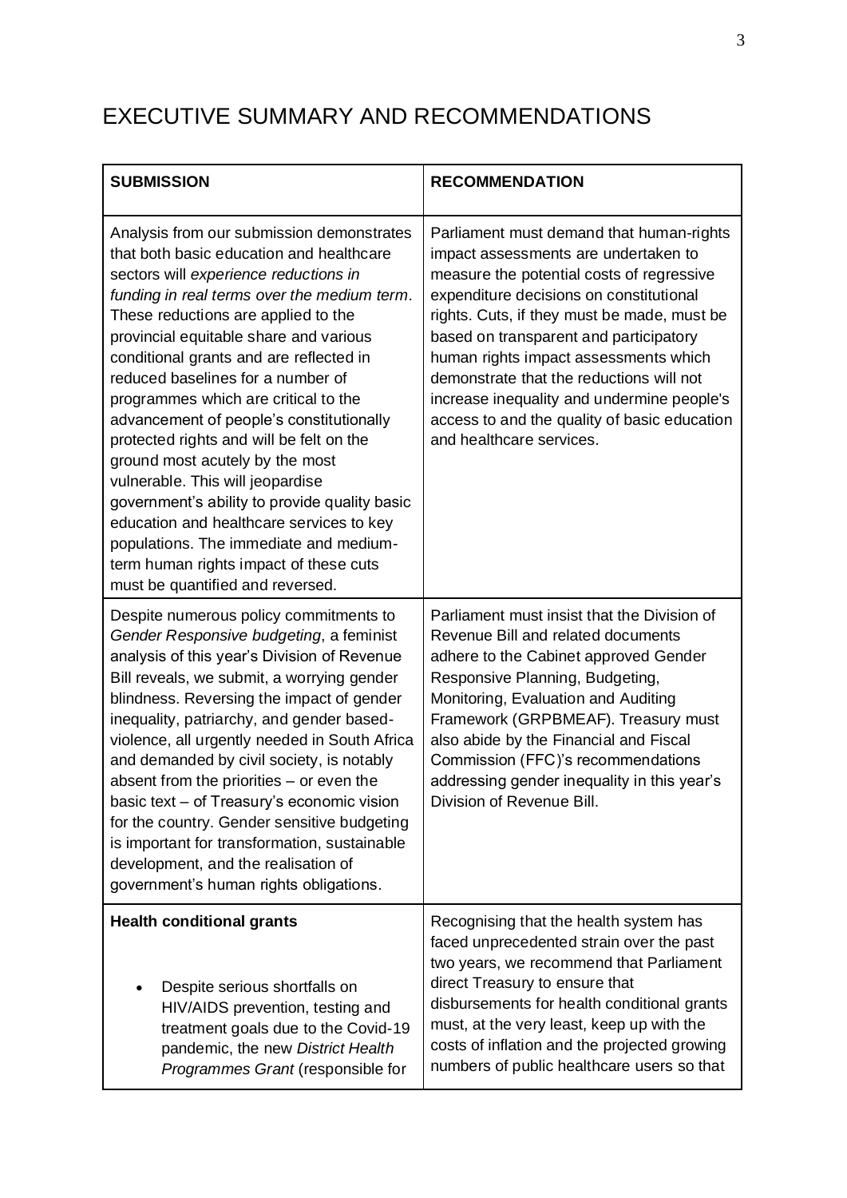# EXECUTIVE SUMMARY AND RECOMMENDATIONS

| SUBMISSION | RECOMMENDATION |
|---|---|
| Analysis from our submission demonstrates that both basic education and healthcare sectors will *experience reductions in funding in real terms over the medium term*. These reductions are applied to the provincial equitable share and various conditional grants and are reflected in reduced baselines for a number of programmes which are critical to the advancement of people's constitutionally protected rights and will be felt on the ground most acutely by the most vulnerable. This will jeopardise government's ability to provide quality basic education and healthcare services to key populations. The immediate and medium-term human rights impact of these cuts must be quantified and reversed. | Parliament must demand that human-rights impact assessments are undertaken to measure the potential costs of regressive expenditure decisions on constitutional rights. Cuts, if they must be made, must be based on transparent and participatory human rights impact assessments which demonstrate that the reductions will not increase inequality and undermine people's access to and the quality of basic education and healthcare services. |
| Despite numerous policy commitments to *Gender Responsive budgeting*, a feminist analysis of this year's Division of Revenue Bill reveals, we submit, a worrying gender blindness. Reversing the impact of gender inequality, patriarchy, and gender based-violence, all urgently needed in South Africa and demanded by civil society, is notably absent from the priorities – or even the basic text – of Treasury's economic vision for the country. Gender sensitive budgeting is important for transformation, sustainable development, and the realisation of government's human rights obligations. | Parliament must insist that the Division of Revenue Bill and related documents adhere to the Cabinet approved Gender Responsive Planning, Budgeting, Monitoring, Evaluation and Auditing Framework (GRPBMEAF). Treasury must also abide by the Financial and Fiscal Commission (FFC)'s recommendations addressing gender inequality in this year's Division of Revenue Bill. |
| **Health conditional grants**<br><br>• Despite serious shortfalls on HIV/AIDS prevention, testing and treatment goals due to the Covid-19 pandemic, the new *District Health Programmes Grant* (responsible for | Recognising that the health system has faced unprecedented strain over the past two years, we recommend that Parliament direct Treasury to ensure that disbursements for health conditional grants must, at the very least, keep up with the costs of inflation and the projected growing numbers of public healthcare users so that |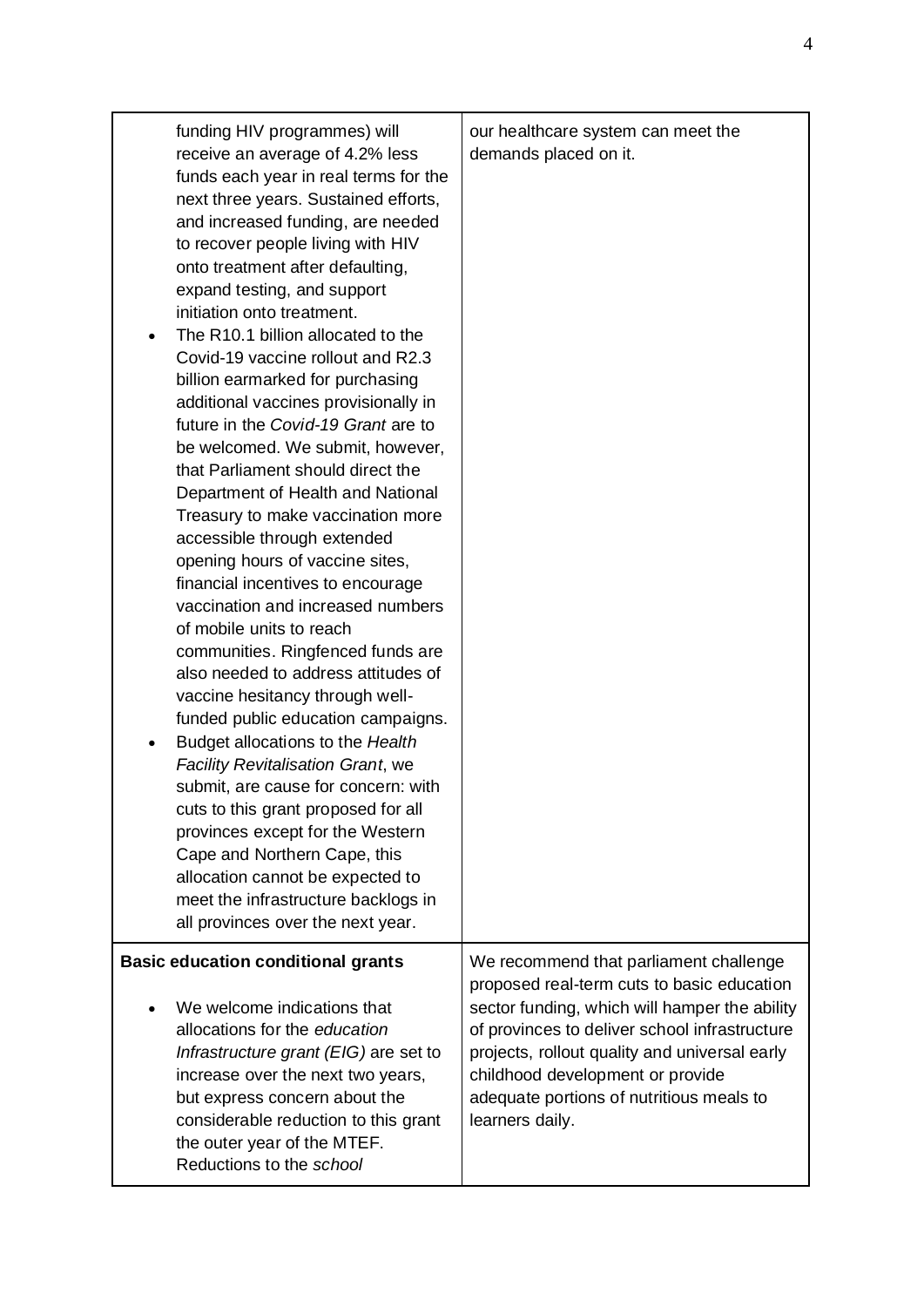| | |
|---|---|
| funding HIV programmes) will receive an average of 4.2% less funds each year in real terms for the next three years. Sustained efforts, and increased funding, are needed to recover people living with HIV onto treatment after defaulting, expand testing, and support initiation onto treatment.<br>• The R10.1 billion allocated to the Covid-19 vaccine rollout and R2.3 billion earmarked for purchasing additional vaccines provisionally in future in the *Covid-19 Grant* are to be welcomed. We submit, however, that Parliament should direct the Department of Health and National Treasury to make vaccination more accessible through extended opening hours of vaccine sites, financial incentives to encourage vaccination and increased numbers of mobile units to reach communities. Ringfenced funds are also needed to address attitudes of vaccine hesitancy through well-funded public education campaigns.<br>• Budget allocations to the *Health Facility Revitalisation Grant*, we submit, are cause for concern: with cuts to this grant proposed for all provinces except for the Western Cape and Northern Cape, this allocation cannot be expected to meet the infrastructure backlogs in all provinces over the next year. | our healthcare system can meet the demands placed on it. |
| **Basic education conditional grants**<br><br>• We welcome indications that allocations for the *education Infrastructure grant (EIG)* are set to increase over the next two years, but express concern about the considerable reduction to this grant the outer year of the MTEF. Reductions to the *school* | We recommend that parliament challenge proposed real-term cuts to basic education sector funding, which will hamper the ability of provinces to deliver school infrastructure projects, rollout quality and universal early childhood development or provide adequate portions of nutritious meals to learners daily. |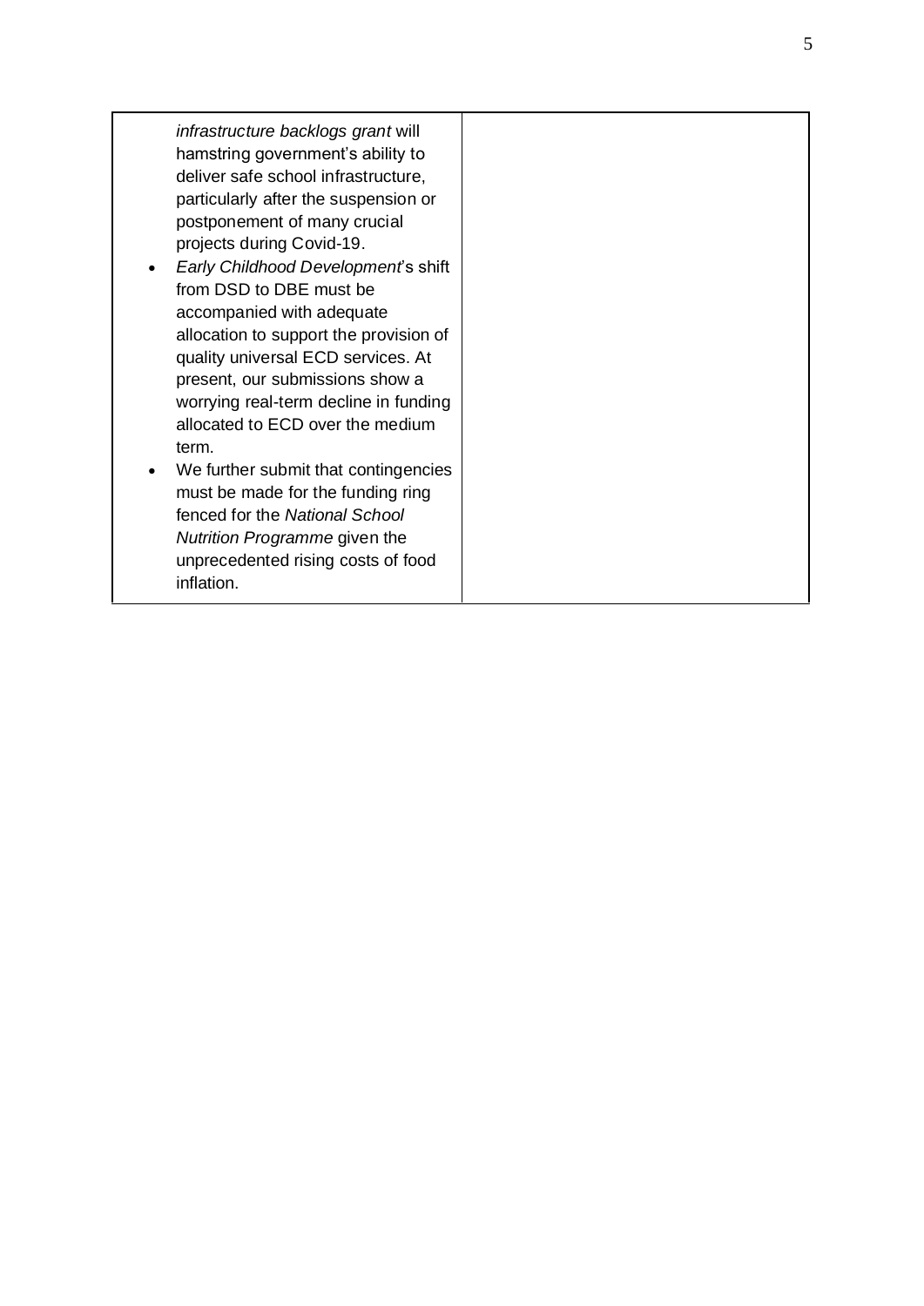| | |
|---|---|
| *infrastructure backlogs grant* will hamstring government's ability to deliver safe school infrastructure, particularly after the suspension or postponement of many crucial projects during Covid-19.<br>• *Early Childhood Development*'s shift from DSD to DBE must be accompanied with adequate allocation to support the provision of quality universal ECD services. At present, our submissions show a worrying real-term decline in funding allocated to ECD over the medium term.<br>• We further submit that contingencies must be made for the funding ring fenced for the *National School Nutrition Programme* given the unprecedented rising costs of food inflation. | |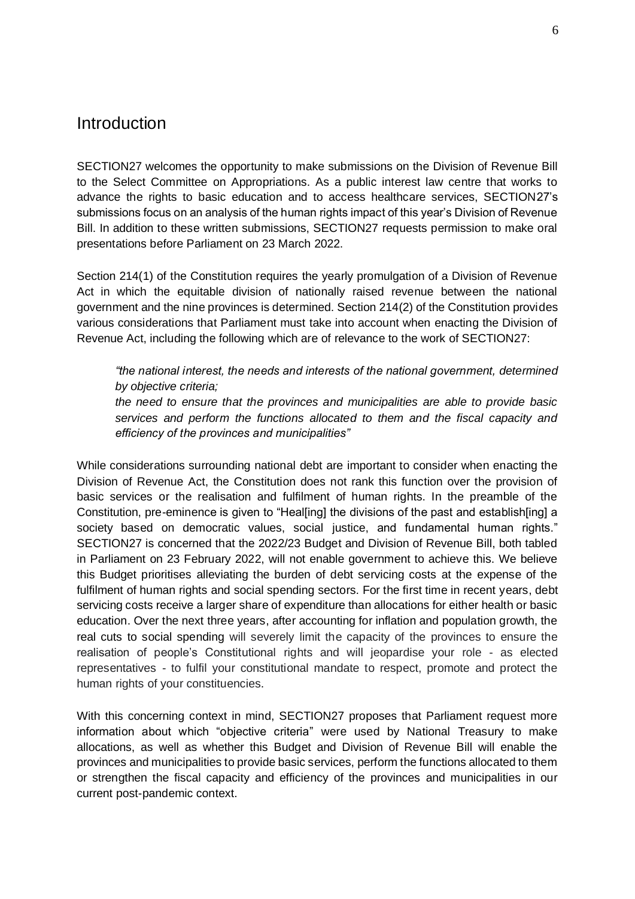## Introduction

SECTION27 welcomes the opportunity to make submissions on the Division of Revenue Bill to the Select Committee on Appropriations. As a public interest law centre that works to advance the rights to basic education and to access healthcare services, SECTION27's submissions focus on an analysis of the human rights impact of this year's Division of Revenue Bill. In addition to these written submissions, SECTION27 requests permission to make oral presentations before Parliament on 23 March 2022.

Section 214(1) of the Constitution requires the yearly promulgation of a Division of Revenue Act in which the equitable division of nationally raised revenue between the national government and the nine provinces is determined. Section 214(2) of the Constitution provides various considerations that Parliament must take into account when enacting the Division of Revenue Act, including the following which are of relevance to the work of SECTION27:

> *"the national interest, the needs and interests of the national government, determined by objective criteria;*
> *the need to ensure that the provinces and municipalities are able to provide basic services and perform the functions allocated to them and the fiscal capacity and efficiency of the provinces and municipalities"*

While considerations surrounding national debt are important to consider when enacting the Division of Revenue Act, the Constitution does not rank this function over the provision of basic services or the realisation and fulfilment of human rights. In the preamble of the Constitution, pre-eminence is given to "Heal[ing] the divisions of the past and establish[ing] a society based on democratic values, social justice, and fundamental human rights." SECTION27 is concerned that the 2022/23 Budget and Division of Revenue Bill, both tabled in Parliament on 23 February 2022, will not enable government to achieve this. We believe this Budget prioritises alleviating the burden of debt servicing costs at the expense of the fulfilment of human rights and social spending sectors. For the first time in recent years, debt servicing costs receive a larger share of expenditure than allocations for either health or basic education. Over the next three years, after accounting for inflation and population growth, the real cuts to social spending will severely limit the capacity of the provinces to ensure the realisation of people's Constitutional rights and will jeopardise your role - as elected representatives - to fulfil your constitutional mandate to respect, promote and protect the human rights of your constituencies.

With this concerning context in mind, SECTION27 proposes that Parliament request more information about which "objective criteria" were used by National Treasury to make allocations, as well as whether this Budget and Division of Revenue Bill will enable the provinces and municipalities to provide basic services, perform the functions allocated to them or strengthen the fiscal capacity and efficiency of the provinces and municipalities in our current post-pandemic context.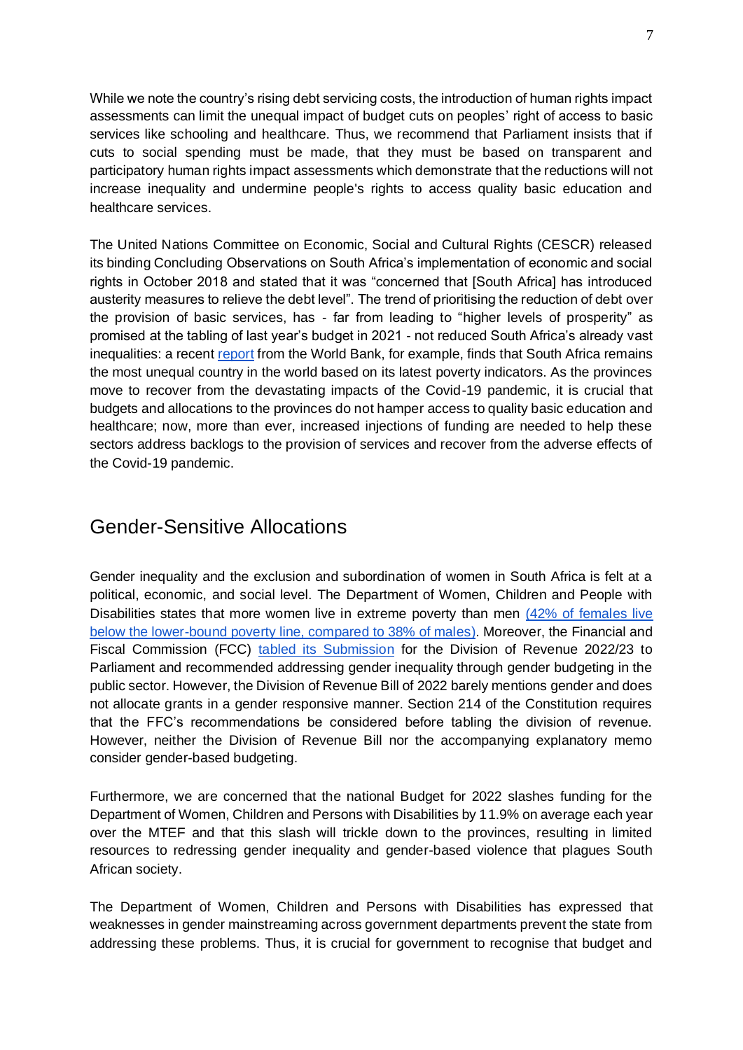While we note the country's rising debt servicing costs, the introduction of human rights impact assessments can limit the unequal impact of budget cuts on peoples' right of access to basic services like schooling and healthcare. Thus, we recommend that Parliament insists that if cuts to social spending must be made, that they must be based on transparent and participatory human rights impact assessments which demonstrate that the reductions will not increase inequality and undermine people's rights to access quality basic education and healthcare services.

The United Nations Committee on Economic, Social and Cultural Rights (CESCR) released its binding Concluding Observations on South Africa's implementation of economic and social rights in October 2018 and stated that it was "concerned that [South Africa] has introduced austerity measures to relieve the debt level". The trend of prioritising the reduction of debt over the provision of basic services, has - far from leading to "higher levels of prosperity" as promised at the tabling of last year's budget in 2021 - not reduced South Africa's already vast inequalities: a recent report from the World Bank, for example, finds that South Africa remains the most unequal country in the world based on its latest poverty indicators. As the provinces move to recover from the devastating impacts of the Covid-19 pandemic, it is crucial that budgets and allocations to the provinces do not hamper access to quality basic education and healthcare; now, more than ever, increased injections of funding are needed to help these sectors address backlogs to the provision of services and recover from the adverse effects of the Covid-19 pandemic.

## Gender-Sensitive Allocations

Gender inequality and the exclusion and subordination of women in South Africa is felt at a political, economic, and social level. The Department of Women, Children and People with Disabilities states that more women live in extreme poverty than men (42% of females live below the lower-bound poverty line, compared to 38% of males). Moreover, the Financial and Fiscal Commission (FCC) tabled its Submission for the Division of Revenue 2022/23 to Parliament and recommended addressing gender inequality through gender budgeting in the public sector. However, the Division of Revenue Bill of 2022 barely mentions gender and does not allocate grants in a gender responsive manner. Section 214 of the Constitution requires that the FFC's recommendations be considered before tabling the division of revenue. However, neither the Division of Revenue Bill nor the accompanying explanatory memo consider gender-based budgeting.

Furthermore, we are concerned that the national Budget for 2022 slashes funding for the Department of Women, Children and Persons with Disabilities by 11.9% on average each year over the MTEF and that this slash will trickle down to the provinces, resulting in limited resources to redressing gender inequality and gender-based violence that plagues South African society.

The Department of Women, Children and Persons with Disabilities has expressed that weaknesses in gender mainstreaming across government departments prevent the state from addressing these problems. Thus, it is crucial for government to recognise that budget and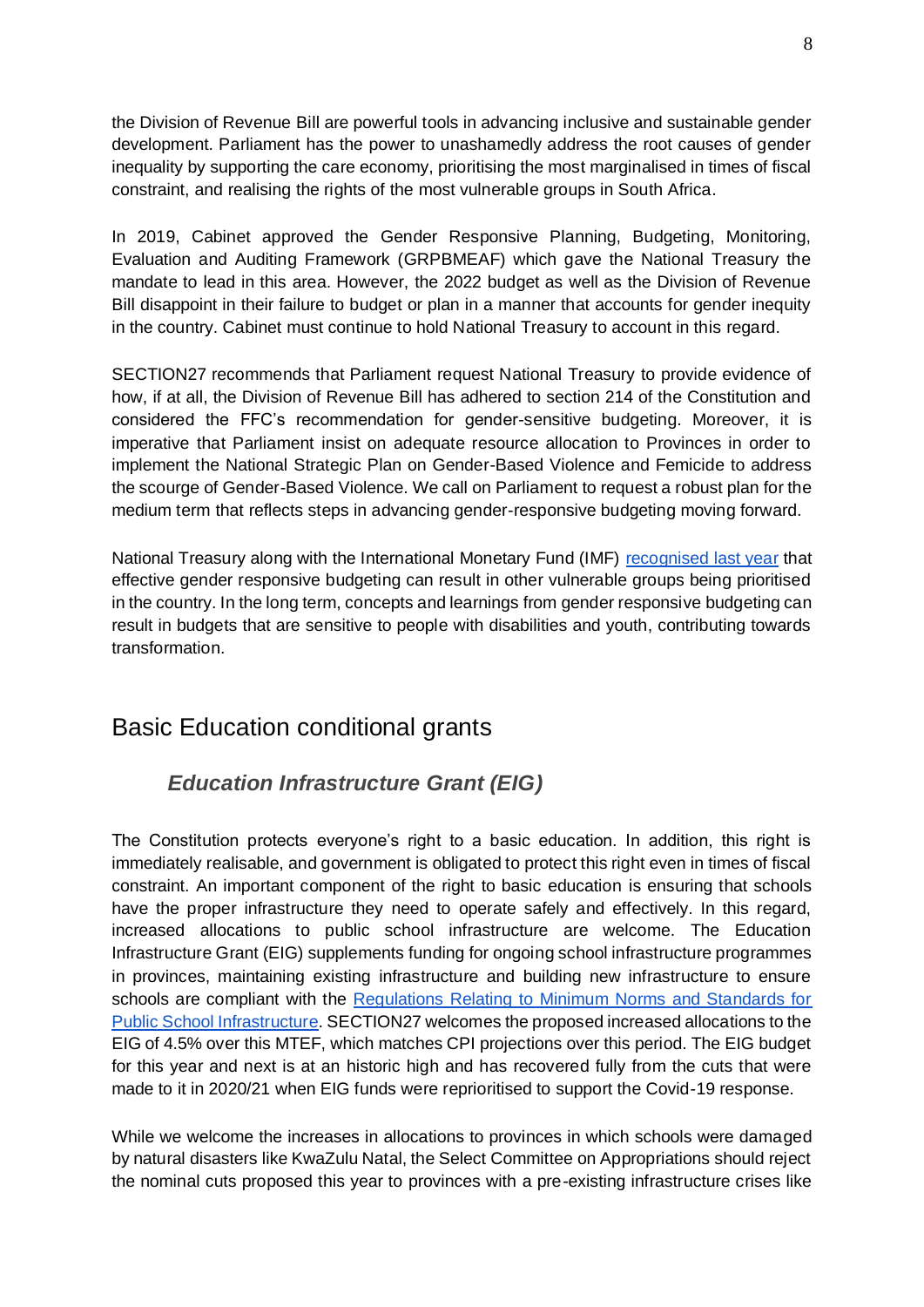the Division of Revenue Bill are powerful tools in advancing inclusive and sustainable gender development. Parliament has the power to unashamedly address the root causes of gender inequality by supporting the care economy, prioritising the most marginalised in times of fiscal constraint, and realising the rights of the most vulnerable groups in South Africa.

In 2019, Cabinet approved the Gender Responsive Planning, Budgeting, Monitoring, Evaluation and Auditing Framework (GRPBMEAF) which gave the National Treasury the mandate to lead in this area. However, the 2022 budget as well as the Division of Revenue Bill disappoint in their failure to budget or plan in a manner that accounts for gender inequity in the country. Cabinet must continue to hold National Treasury to account in this regard.

SECTION27 recommends that Parliament request National Treasury to provide evidence of how, if at all, the Division of Revenue Bill has adhered to section 214 of the Constitution and considered the FFC's recommendation for gender-sensitive budgeting. Moreover, it is imperative that Parliament insist on adequate resource allocation to Provinces in order to implement the National Strategic Plan on Gender-Based Violence and Femicide to address the scourge of Gender-Based Violence. We call on Parliament to request a robust plan for the medium term that reflects steps in advancing gender-responsive budgeting moving forward.

National Treasury along with the International Monetary Fund (IMF) [recognised last year]() that effective gender responsive budgeting can result in other vulnerable groups being prioritised in the country. In the long term, concepts and learnings from gender responsive budgeting can result in budgets that are sensitive to people with disabilities and youth, contributing towards transformation.

## Basic Education conditional grants

### *Education Infrastructure Grant (EIG)*

The Constitution protects everyone's right to a basic education. In addition, this right is immediately realisable, and government is obligated to protect this right even in times of fiscal constraint. An important component of the right to basic education is ensuring that schools have the proper infrastructure they need to operate safely and effectively. In this regard, increased allocations to public school infrastructure are welcome. The Education Infrastructure Grant (EIG) supplements funding for ongoing school infrastructure programmes in provinces, maintaining existing infrastructure and building new infrastructure to ensure schools are compliant with the [Regulations Relating to Minimum Norms and Standards for Public School Infrastructure](). SECTION27 welcomes the proposed increased allocations to the EIG of 4.5% over this MTEF, which matches CPI projections over this period. The EIG budget for this year and next is at an historic high and has recovered fully from the cuts that were made to it in 2020/21 when EIG funds were reprioritised to support the Covid-19 response.

While we welcome the increases in allocations to provinces in which schools were damaged by natural disasters like KwaZulu Natal, the Select Committee on Appropriations should reject the nominal cuts proposed this year to provinces with a pre-existing infrastructure crises like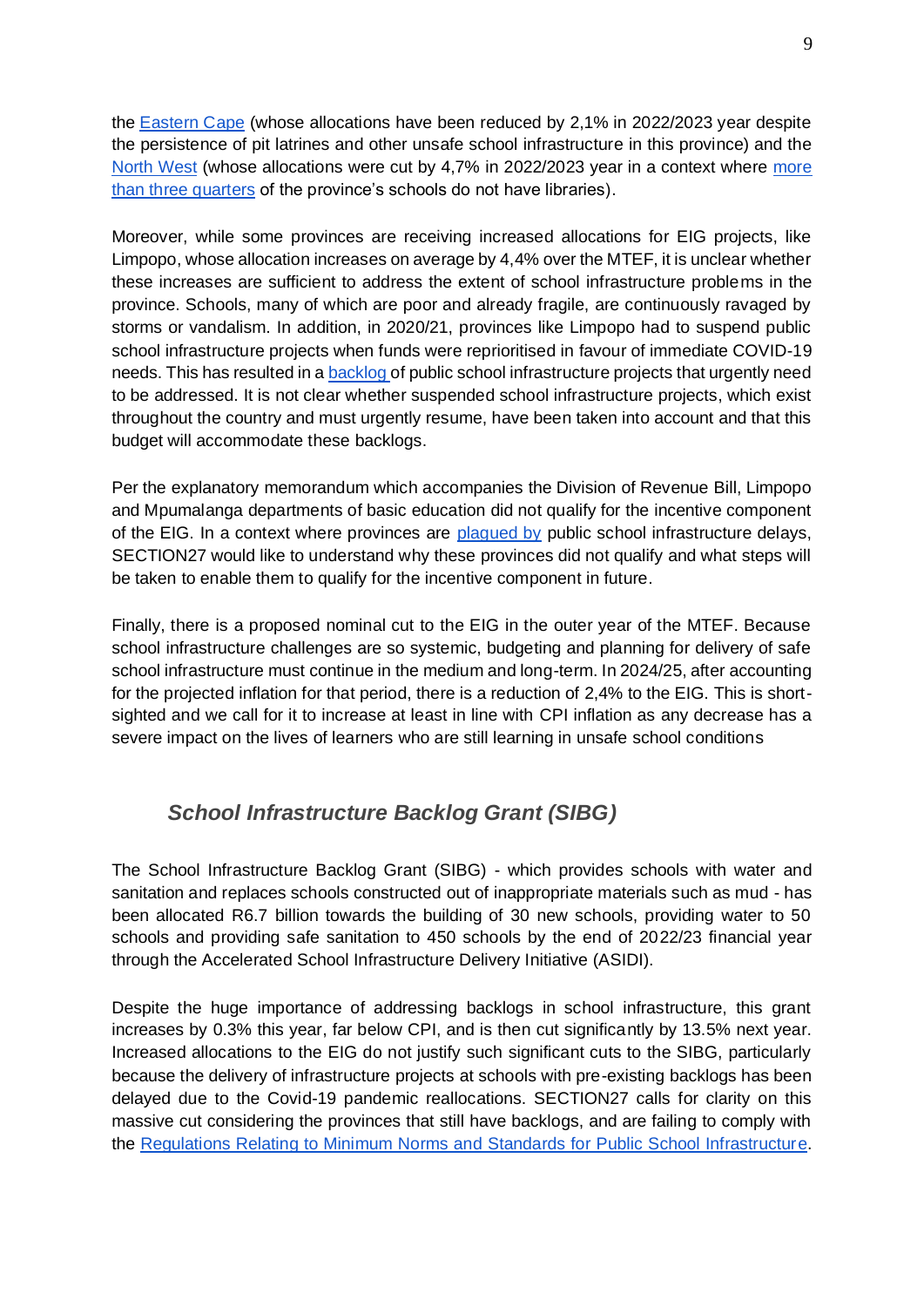the Eastern Cape (whose allocations have been reduced by 2,1% in 2022/2023 year despite the persistence of pit latrines and other unsafe school infrastructure in this province) and the North West (whose allocations were cut by 4,7% in 2022/2023 year in a context where more than three quarters of the province's schools do not have libraries).

Moreover, while some provinces are receiving increased allocations for EIG projects, like Limpopo, whose allocation increases on average by 4,4% over the MTEF, it is unclear whether these increases are sufficient to address the extent of school infrastructure problems in the province. Schools, many of which are poor and already fragile, are continuously ravaged by storms or vandalism. In addition, in 2020/21, provinces like Limpopo had to suspend public school infrastructure projects when funds were reprioritised in favour of immediate COVID-19 needs. This has resulted in a backlog of public school infrastructure projects that urgently need to be addressed. It is not clear whether suspended school infrastructure projects, which exist throughout the country and must urgently resume, have been taken into account and that this budget will accommodate these backlogs.

Per the explanatory memorandum which accompanies the Division of Revenue Bill, Limpopo and Mpumalanga departments of basic education did not qualify for the incentive component of the EIG. In a context where provinces are plagued by public school infrastructure delays, SECTION27 would like to understand why these provinces did not qualify and what steps will be taken to enable them to qualify for the incentive component in future.

Finally, there is a proposed nominal cut to the EIG in the outer year of the MTEF. Because school infrastructure challenges are so systemic, budgeting and planning for delivery of safe school infrastructure must continue in the medium and long-term. In 2024/25, after accounting for the projected inflation for that period, there is a reduction of 2,4% to the EIG. This is short-sighted and we call for it to increase at least in line with CPI inflation as any decrease has a severe impact on the lives of learners who are still learning in unsafe school conditions

### *School Infrastructure Backlog Grant (SIBG)*

The School Infrastructure Backlog Grant (SIBG) - which provides schools with water and sanitation and replaces schools constructed out of inappropriate materials such as mud - has been allocated R6.7 billion towards the building of 30 new schools, providing water to 50 schools and providing safe sanitation to 450 schools by the end of 2022/23 financial year through the Accelerated School Infrastructure Delivery Initiative (ASIDI).

Despite the huge importance of addressing backlogs in school infrastructure, this grant increases by 0.3% this year, far below CPI, and is then cut significantly by 13.5% next year. Increased allocations to the EIG do not justify such significant cuts to the SIBG, particularly because the delivery of infrastructure projects at schools with pre-existing backlogs has been delayed due to the Covid-19 pandemic reallocations. SECTION27 calls for clarity on this massive cut considering the provinces that still have backlogs, and are failing to comply with the Regulations Relating to Minimum Norms and Standards for Public School Infrastructure.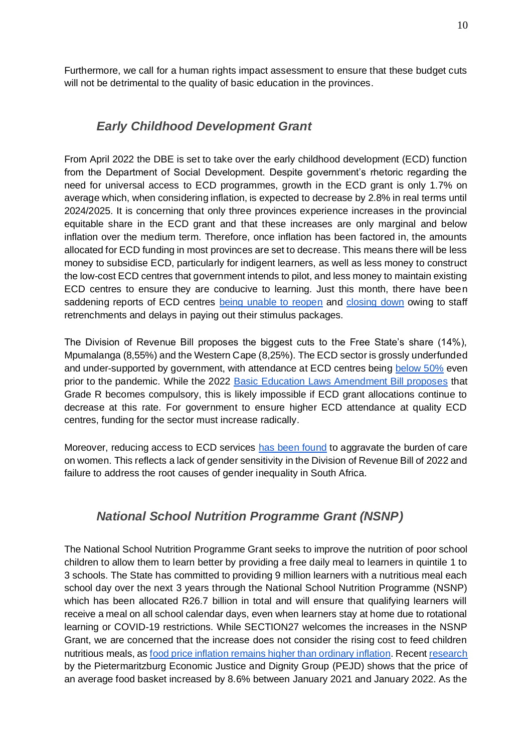Furthermore, we call for a human rights impact assessment to ensure that these budget cuts will not be detrimental to the quality of basic education in the provinces.

## *Early Childhood Development Grant*

From April 2022 the DBE is set to take over the early childhood development (ECD) function from the Department of Social Development. Despite government's rhetoric regarding the need for universal access to ECD programmes, growth in the ECD grant is only 1.7% on average which, when considering inflation, is expected to decrease by 2.8% in real terms until 2024/2025. It is concerning that only three provinces experience increases in the provincial equitable share in the ECD grant and that these increases are only marginal and below inflation over the medium term. Therefore, once inflation has been factored in, the amounts allocated for ECD funding in most provinces are set to decrease. This means there will be less money to subsidise ECD, particularly for indigent learners, as well as less money to construct the low-cost ECD centres that government intends to pilot, and less money to maintain existing ECD centres to ensure they are conducive to learning. Just this month, there have been saddening reports of ECD centres being unable to reopen and closing down owing to staff retrenchments and delays in paying out their stimulus packages.

The Division of Revenue Bill proposes the biggest cuts to the Free State's share (14%), Mpumalanga (8,55%) and the Western Cape (8,25%). The ECD sector is grossly underfunded and under-supported by government, with attendance at ECD centres being below 50% even prior to the pandemic. While the 2022 Basic Education Laws Amendment Bill proposes that Grade R becomes compulsory, this is likely impossible if ECD grant allocations continue to decrease at this rate. For government to ensure higher ECD attendance at quality ECD centres, funding for the sector must increase radically.

Moreover, reducing access to ECD services has been found to aggravate the burden of care on women. This reflects a lack of gender sensitivity in the Division of Revenue Bill of 2022 and failure to address the root causes of gender inequality in South Africa.

## *National School Nutrition Programme Grant (NSNP)*

The National School Nutrition Programme Grant seeks to improve the nutrition of poor school children to allow them to learn better by providing a free daily meal to learners in quintile 1 to 3 schools. The State has committed to providing 9 million learners with a nutritious meal each school day over the next 3 years through the National School Nutrition Programme (NSNP) which has been allocated R26.7 billion in total and will ensure that qualifying learners will receive a meal on all school calendar days, even when learners stay at home due to rotational learning or COVID-19 restrictions. While SECTION27 welcomes the increases in the NSNP Grant, we are concerned that the increase does not consider the rising cost to feed children nutritious meals, as food price inflation remains higher than ordinary inflation. Recent research by the Pietermaritzburg Economic Justice and Dignity Group (PEJD) shows that the price of an average food basket increased by 8.6% between January 2021 and January 2022. As the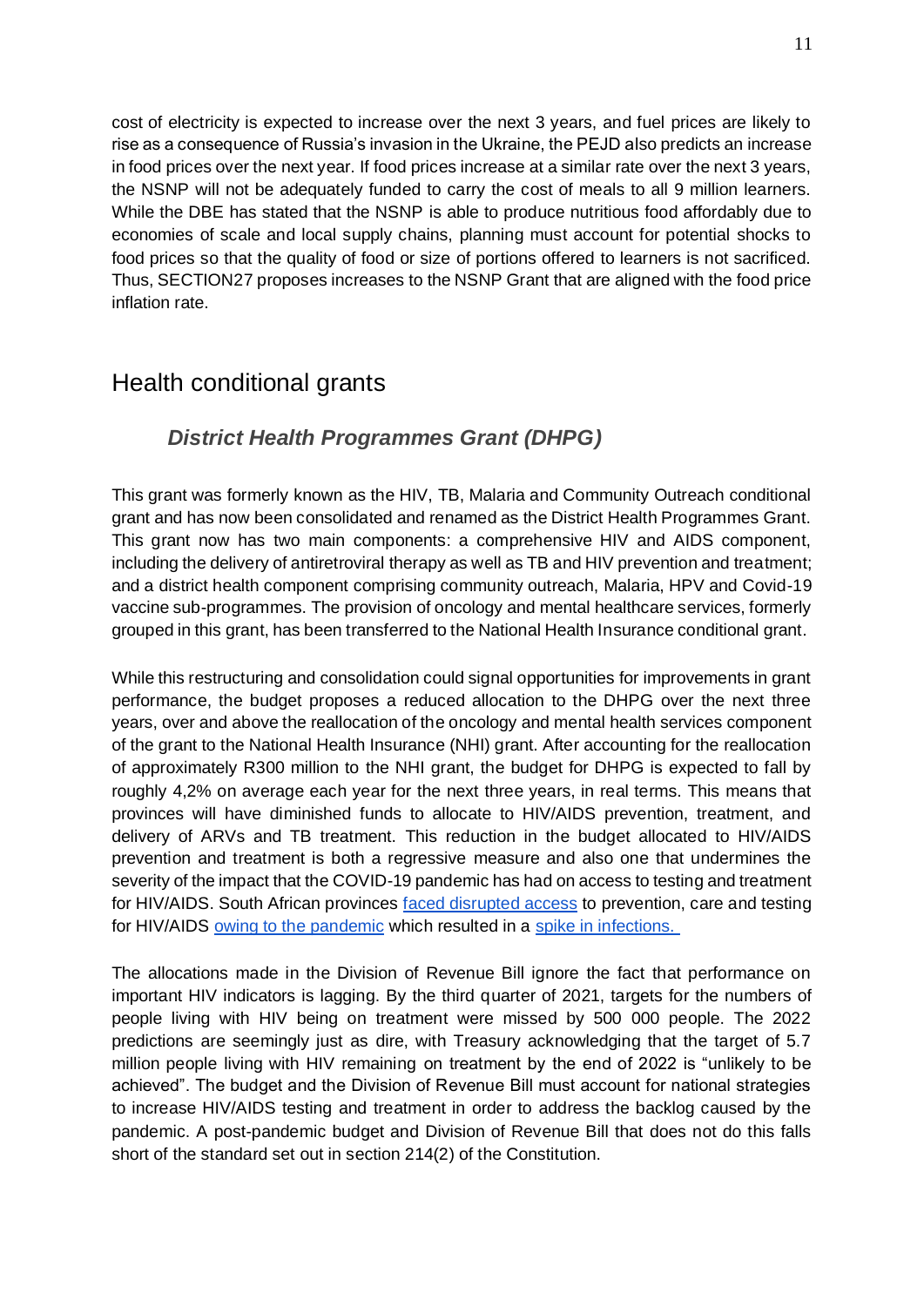cost of electricity is expected to increase over the next 3 years, and fuel prices are likely to rise as a consequence of Russia's invasion in the Ukraine, the PEJD also predicts an increase in food prices over the next year. If food prices increase at a similar rate over the next 3 years, the NSNP will not be adequately funded to carry the cost of meals to all 9 million learners. While the DBE has stated that the NSNP is able to produce nutritious food affordably due to economies of scale and local supply chains, planning must account for potential shocks to food prices so that the quality of food or size of portions offered to learners is not sacrificed. Thus, SECTION27 proposes increases to the NSNP Grant that are aligned with the food price inflation rate.

## Health conditional grants

### *District Health Programmes Grant (DHPG)*

This grant was formerly known as the HIV, TB, Malaria and Community Outreach conditional grant and has now been consolidated and renamed as the District Health Programmes Grant. This grant now has two main components: a comprehensive HIV and AIDS component, including the delivery of antiretroviral therapy as well as TB and HIV prevention and treatment; and a district health component comprising community outreach, Malaria, HPV and Covid-19 vaccine sub-programmes. The provision of oncology and mental healthcare services, formerly grouped in this grant, has been transferred to the National Health Insurance conditional grant.

While this restructuring and consolidation could signal opportunities for improvements in grant performance, the budget proposes a reduced allocation to the DHPG over the next three years, over and above the reallocation of the oncology and mental health services component of the grant to the National Health Insurance (NHI) grant. After accounting for the reallocation of approximately R300 million to the NHI grant, the budget for DHPG is expected to fall by roughly 4,2% on average each year for the next three years, in real terms. This means that provinces will have diminished funds to allocate to HIV/AIDS prevention, treatment, and delivery of ARVs and TB treatment. This reduction in the budget allocated to HIV/AIDS prevention and treatment is both a regressive measure and also one that undermines the severity of the impact that the COVID-19 pandemic has had on access to testing and treatment for HIV/AIDS. South African provinces faced disrupted access to prevention, care and testing for HIV/AIDS owing to the pandemic which resulted in a spike in infections.

The allocations made in the Division of Revenue Bill ignore the fact that performance on important HIV indicators is lagging. By the third quarter of 2021, targets for the numbers of people living with HIV being on treatment were missed by 500 000 people. The 2022 predictions are seemingly just as dire, with Treasury acknowledging that the target of 5.7 million people living with HIV remaining on treatment by the end of 2022 is "unlikely to be achieved". The budget and the Division of Revenue Bill must account for national strategies to increase HIV/AIDS testing and treatment in order to address the backlog caused by the pandemic. A post-pandemic budget and Division of Revenue Bill that does not do this falls short of the standard set out in section 214(2) of the Constitution.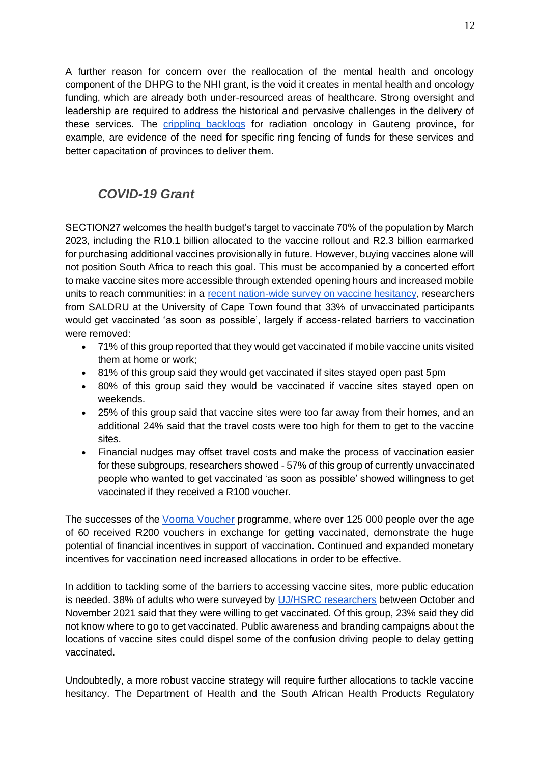A further reason for concern over the reallocation of the mental health and oncology component of the DHPG to the NHI grant, is the void it creates in mental health and oncology funding, which are already both under-resourced areas of healthcare. Strong oversight and leadership are required to address the historical and pervasive challenges in the delivery of these services. The crippling backlogs for radiation oncology in Gauteng province, for example, are evidence of the need for specific ring fencing of funds for these services and better capacitation of provinces to deliver them.

### *COVID-19 Grant*

SECTION27 welcomes the health budget's target to vaccinate 70% of the population by March 2023, including the R10.1 billion allocated to the vaccine rollout and R2.3 billion earmarked for purchasing additional vaccines provisionally in future. However, buying vaccines alone will not position South Africa to reach this goal. This must be accompanied by a concerted effort to make vaccine sites more accessible through extended opening hours and increased mobile units to reach communities: in a recent nation-wide survey on vaccine hesitancy, researchers from SALDRU at the University of Cape Town found that 33% of unvaccinated participants would get vaccinated 'as soon as possible', largely if access-related barriers to vaccination were removed:

- 71% of this group reported that they would get vaccinated if mobile vaccine units visited them at home or work;
- 81% of this group said they would get vaccinated if sites stayed open past 5pm
- 80% of this group said they would be vaccinated if vaccine sites stayed open on weekends.
- 25% of this group said that vaccine sites were too far away from their homes, and an additional 24% said that the travel costs were too high for them to get to the vaccine sites.
- Financial nudges may offset travel costs and make the process of vaccination easier for these subgroups, researchers showed - 57% of this group of currently unvaccinated people who wanted to get vaccinated 'as soon as possible' showed willingness to get vaccinated if they received a R100 voucher.

The successes of the Vooma Voucher programme, where over 125 000 people over the age of 60 received R200 vouchers in exchange for getting vaccinated, demonstrate the huge potential of financial incentives in support of vaccination. Continued and expanded monetary incentives for vaccination need increased allocations in order to be effective.

In addition to tackling some of the barriers to accessing vaccine sites, more public education is needed. 38% of adults who were surveyed by UJ/HSRC researchers between October and November 2021 said that they were willing to get vaccinated. Of this group, 23% said they did not know where to go to get vaccinated. Public awareness and branding campaigns about the locations of vaccine sites could dispel some of the confusion driving people to delay getting vaccinated.

Undoubtedly, a more robust vaccine strategy will require further allocations to tackle vaccine hesitancy. The Department of Health and the South African Health Products Regulatory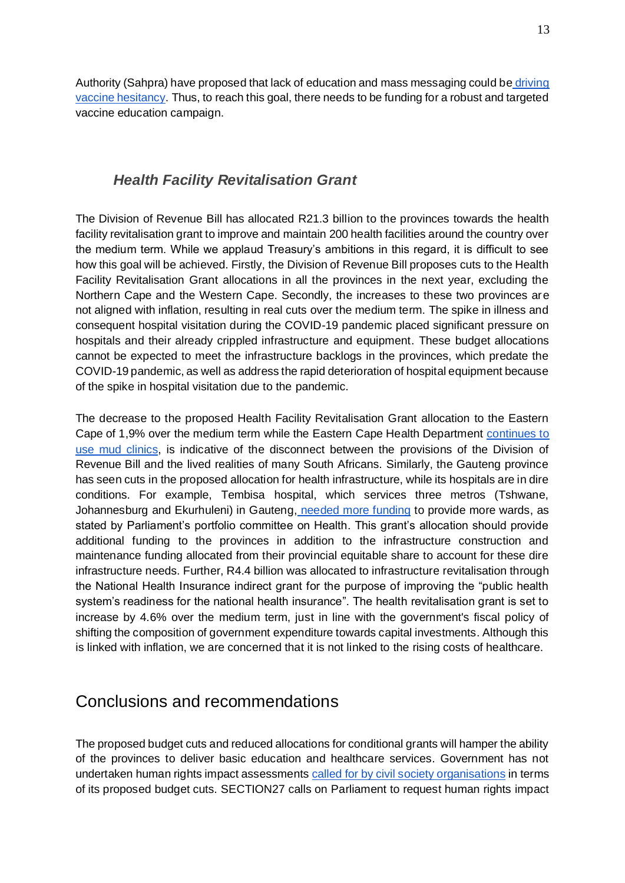Authority (Sahpra) have proposed that lack of education and mass messaging could be driving vaccine hesitancy. Thus, to reach this goal, there needs to be funding for a robust and targeted vaccine education campaign.

### *Health Facility Revitalisation Grant*

The Division of Revenue Bill has allocated R21.3 billion to the provinces towards the health facility revitalisation grant to improve and maintain 200 health facilities around the country over the medium term. While we applaud Treasury's ambitions in this regard, it is difficult to see how this goal will be achieved. Firstly, the Division of Revenue Bill proposes cuts to the Health Facility Revitalisation Grant allocations in all the provinces in the next year, excluding the Northern Cape and the Western Cape. Secondly, the increases to these two provinces are not aligned with inflation, resulting in real cuts over the medium term. The spike in illness and consequent hospital visitation during the COVID-19 pandemic placed significant pressure on hospitals and their already crippled infrastructure and equipment. These budget allocations cannot be expected to meet the infrastructure backlogs in the provinces, which predate the COVID-19 pandemic, as well as address the rapid deterioration of hospital equipment because of the spike in hospital visitation due to the pandemic.

The decrease to the proposed Health Facility Revitalisation Grant allocation to the Eastern Cape of 1,9% over the medium term while the Eastern Cape Health Department continues to use mud clinics, is indicative of the disconnect between the provisions of the Division of Revenue Bill and the lived realities of many South Africans. Similarly, the Gauteng province has seen cuts in the proposed allocation for health infrastructure, while its hospitals are in dire conditions. For example, Tembisa hospital, which services three metros (Tshwane, Johannesburg and Ekurhuleni) in Gauteng, needed more funding to provide more wards, as stated by Parliament's portfolio committee on Health. This grant's allocation should provide additional funding to the provinces in addition to the infrastructure construction and maintenance funding allocated from their provincial equitable share to account for these dire infrastructure needs. Further, R4.4 billion was allocated to infrastructure revitalisation through the National Health Insurance indirect grant for the purpose of improving the "public health system's readiness for the national health insurance". The health revitalisation grant is set to increase by 4.6% over the medium term, just in line with the government's fiscal policy of shifting the composition of government expenditure towards capital investments. Although this is linked with inflation, we are concerned that it is not linked to the rising costs of healthcare.

## Conclusions and recommendations

The proposed budget cuts and reduced allocations for conditional grants will hamper the ability of the provinces to deliver basic education and healthcare services. Government has not undertaken human rights impact assessments called for by civil society organisations in terms of its proposed budget cuts. SECTION27 calls on Parliament to request human rights impact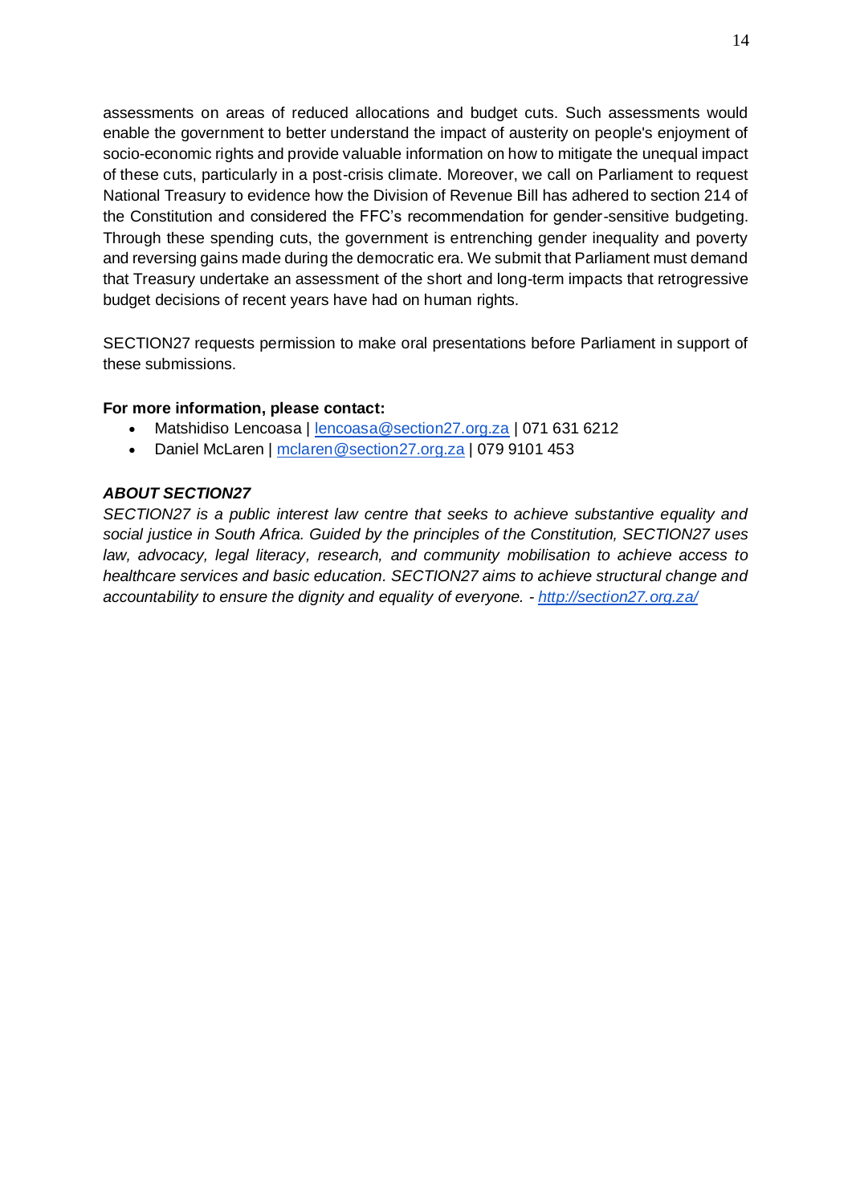assessments on areas of reduced allocations and budget cuts. Such assessments would enable the government to better understand the impact of austerity on people's enjoyment of socio-economic rights and provide valuable information on how to mitigate the unequal impact of these cuts, particularly in a post-crisis climate. Moreover, we call on Parliament to request National Treasury to evidence how the Division of Revenue Bill has adhered to section 214 of the Constitution and considered the FFC's recommendation for gender-sensitive budgeting. Through these spending cuts, the government is entrenching gender inequality and poverty and reversing gains made during the democratic era. We submit that Parliament must demand that Treasury undertake an assessment of the short and long-term impacts that retrogressive budget decisions of recent years have had on human rights.

SECTION27 requests permission to make oral presentations before Parliament in support of these submissions.

**For more information, please contact:**

- Matshidiso Lencoasa | [lencoasa@section27.org.za](mailto:lencoasa@section27.org.za) | 071 631 6212
- Daniel McLaren | [mclaren@section27.org.za](mailto:mclaren@section27.org.za) | 079 9101 453

***ABOUT SECTION27***

*SECTION27 is a public interest law centre that seeks to achieve substantive equality and social justice in South Africa. Guided by the principles of the Constitution, SECTION27 uses law, advocacy, legal literacy, research, and community mobilisation to achieve access to healthcare services and basic education. SECTION27 aims to achieve structural change and accountability to ensure the dignity and equality of everyone. - [http://section27.org.za/](http://section27.org.za/)*